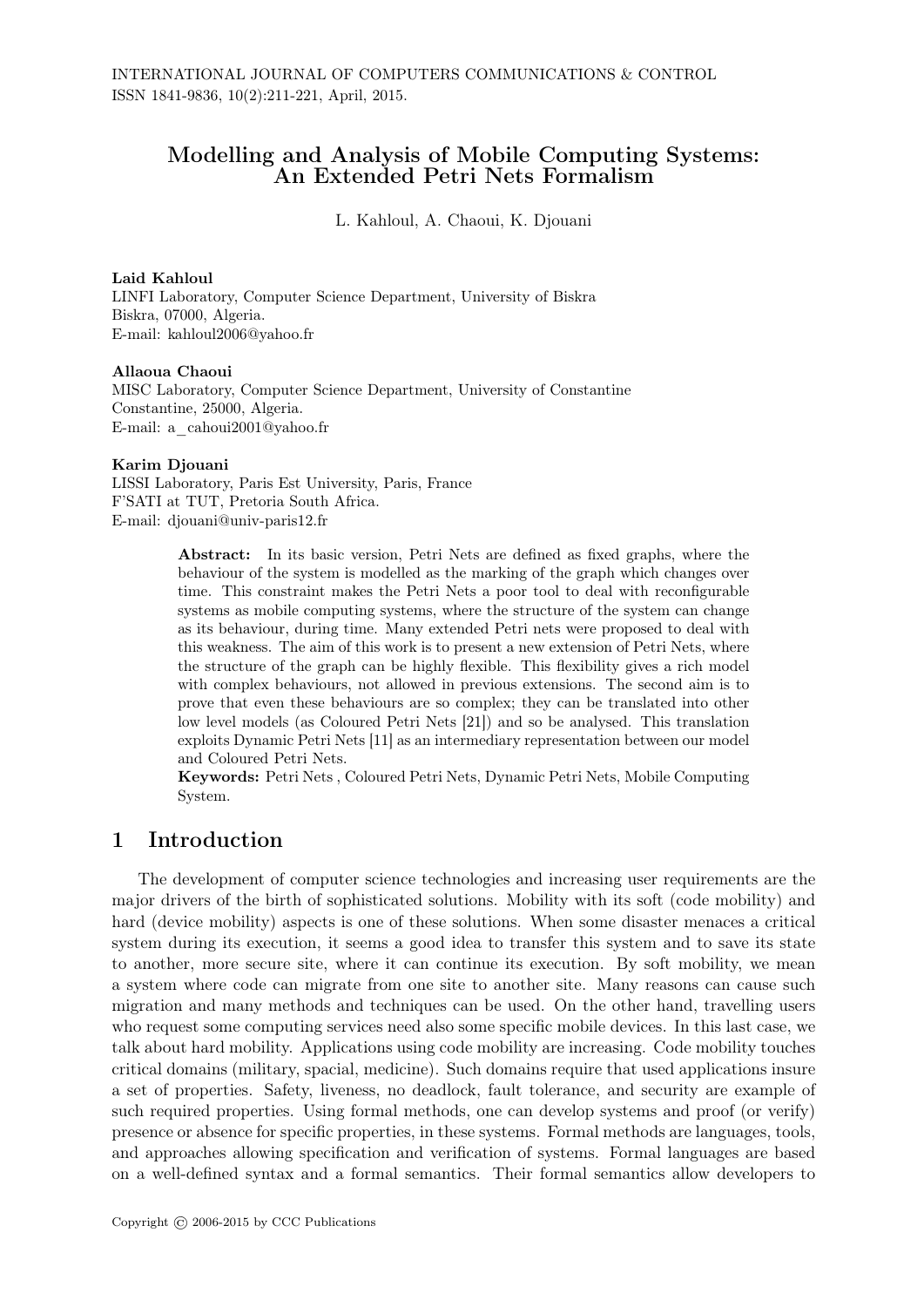# Modelling and Analysis of Mobile Computing Systems: An Extended Petri Nets Formalism

L. Kahloul, A. Chaoui, K. Djouani

**Laid Kahloul**
LINFI Laboratory, Computer Science Department, University of Biskra
Biskra, 07000, Algeria.
E-mail: kahloul2006@yahoo.fr

**Allaoua Chaoui**
MISC Laboratory, Computer Science Department, University of Constantine
Constantine, 25000, Algeria.
E-mail: a_cahoui2001@yahoo.fr

**Karim Djouani**
LISSI Laboratory, Paris Est University, Paris, France
F'SATI at TUT, Pretoria South Africa.
E-mail: djouani@univ-paris12.fr

**Abstract:** In its basic version, Petri Nets are defined as fixed graphs, where the behaviour of the system is modelled as the marking of the graph which changes over time. This constraint makes the Petri Nets a poor tool to deal with reconfigurable systems as mobile computing systems, where the structure of the system can change as its behaviour, during time. Many extended Petri nets were proposed to deal with this weakness. The aim of this work is to present a new extension of Petri Nets, where the structure of the graph can be highly flexible. This flexibility gives a rich model with complex behaviours, not allowed in previous extensions. The second aim is to prove that even these behaviours are so complex; they can be translated into other low level models (as Coloured Petri Nets [21]) and so be analysed. This translation exploits Dynamic Petri Nets [11] as an intermediary representation between our model and Coloured Petri Nets.
**Keywords:** Petri Nets , Coloured Petri Nets, Dynamic Petri Nets, Mobile Computing System.

## 1 Introduction

The development of computer science technologies and increasing user requirements are the major drivers of the birth of sophisticated solutions. Mobility with its soft (code mobility) and hard (device mobility) aspects is one of these solutions. When some disaster menaces a critical system during its execution, it seems a good idea to transfer this system and to save its state to another, more secure site, where it can continue its execution. By soft mobility, we mean a system where code can migrate from one site to another site. Many reasons can cause such migration and many methods and techniques can be used. On the other hand, travelling users who request some computing services need also some specific mobile devices. In this last case, we talk about hard mobility. Applications using code mobility are increasing. Code mobility touches critical domains (military, spacial, medicine). Such domains require that used applications insure a set of properties. Safety, liveness, no deadlock, fault tolerance, and security are example of such required properties. Using formal methods, one can develop systems and proof (or verify) presence or absence for specific properties, in these systems. Formal methods are languages, tools, and approaches allowing specification and verification of systems. Formal languages are based on a well-defined syntax and a formal semantics. Their formal semantics allow developers to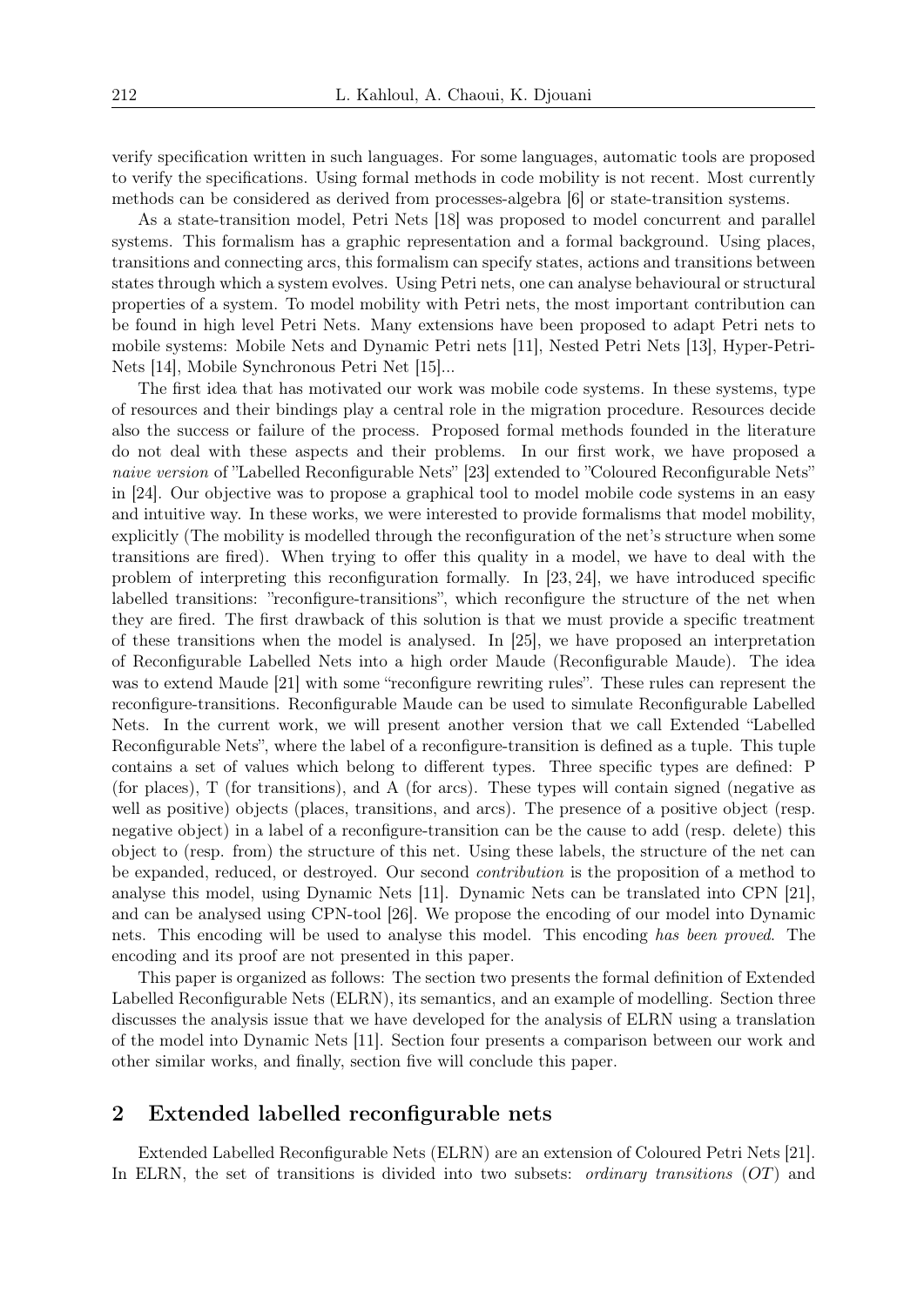verify specification written in such languages. For some languages, automatic tools are proposed to verify the specifications. Using formal methods in code mobility is not recent. Most currently methods can be considered as derived from processes-algebra [6] or state-transition systems.

As a state-transition model, Petri Nets [18] was proposed to model concurrent and parallel systems. This formalism has a graphic representation and a formal background. Using places, transitions and connecting arcs, this formalism can specify states, actions and transitions between states through which a system evolves. Using Petri nets, one can analyse behavioural or structural properties of a system. To model mobility with Petri nets, the most important contribution can be found in high level Petri Nets. Many extensions have been proposed to adapt Petri nets to mobile systems: Mobile Nets and Dynamic Petri nets [11], Nested Petri Nets [13], Hyper-Petri-Nets [14], Mobile Synchronous Petri Net [15]...

The first idea that has motivated our work was mobile code systems. In these systems, type of resources and their bindings play a central role in the migration procedure. Resources decide also the success or failure of the process. Proposed formal methods founded in the literature do not deal with these aspects and their problems. In our first work, we have proposed a *naive version* of "Labelled Reconfigurable Nets" [23] extended to "Coloured Reconfigurable Nets" in [24]. Our objective was to propose a graphical tool to model mobile code systems in an easy and intuitive way. In these works, we were interested to provide formalisms that model mobility, explicitly (The mobility is modelled through the reconfiguration of the net's structure when some transitions are fired). When trying to offer this quality in a model, we have to deal with the problem of interpreting this reconfiguration formally. In [23, 24], we have introduced specific labelled transitions: "reconfigure-transitions", which reconfigure the structure of the net when they are fired. The first drawback of this solution is that we must provide a specific treatment of these transitions when the model is analysed. In [25], we have proposed an interpretation of Reconfigurable Labelled Nets into a high order Maude (Reconfigurable Maude). The idea was to extend Maude [21] with some "reconfigure rewriting rules". These rules can represent the reconfigure-transitions. Reconfigurable Maude can be used to simulate Reconfigurable Labelled Nets. In the current work, we will present another version that we call Extended "Labelled Reconfigurable Nets", where the label of a reconfigure-transition is defined as a tuple. This tuple contains a set of values which belong to different types. Three specific types are defined: P (for places), T (for transitions), and A (for arcs). These types will contain signed (negative as well as positive) objects (places, transitions, and arcs). The presence of a positive object (resp. negative object) in a label of a reconfigure-transition can be the cause to add (resp. delete) this object to (resp. from) the structure of this net. Using these labels, the structure of the net can be expanded, reduced, or destroyed. Our second *contribution* is the proposition of a method to analyse this model, using Dynamic Nets [11]. Dynamic Nets can be translated into CPN [21], and can be analysed using CPN-tool [26]. We propose the encoding of our model into Dynamic nets. This encoding will be used to analyse this model. This encoding *has been proved*. The encoding and its proof are not presented in this paper.

This paper is organized as follows: The section two presents the formal definition of Extended Labelled Reconfigurable Nets (ELRN), its semantics, and an example of modelling. Section three discusses the analysis issue that we have developed for the analysis of ELRN using a translation of the model into Dynamic Nets [11]. Section four presents a comparison between our work and other similar works, and finally, section five will conclude this paper.

## 2 Extended labelled reconfigurable nets

Extended Labelled Reconfigurable Nets (ELRN) are an extension of Coloured Petri Nets [21]. In ELRN, the set of transitions is divided into two subsets: *ordinary transitions* (*OT*) and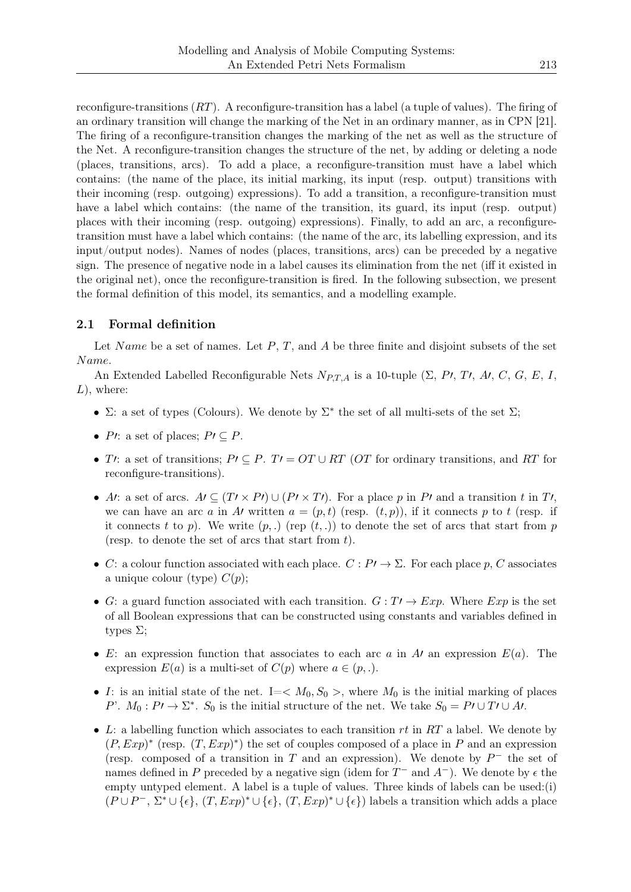reconfigure-transitions ($RT$). A reconfigure-transition has a label (a tuple of values). The firing of an ordinary transition will change the marking of the Net in an ordinary manner, as in CPN [21]. The firing of a reconfigure-transition changes the marking of the net as well as the structure of the Net. A reconfigure-transition changes the structure of the net, by adding or deleting a node (places, transitions, arcs). To add a place, a reconfigure-transition must have a label which contains: (the name of the place, its initial marking, its input (resp. output) transitions with their incoming (resp. outgoing) expressions). To add a transition, a reconfigure-transition must have a label which contains: (the name of the transition, its guard, its input (resp. output) places with their incoming (resp. outgoing) expressions). Finally, to add an arc, a reconfigure-transition must have a label which contains: (the name of the arc, its labelling expression, and its input/output nodes). Names of nodes (places, transitions, arcs) can be preceded by a negative sign. The presence of negative node in a label causes its elimination from the net (iff it existed in the original net), once the reconfigure-transition is fired. In the following subsection, we present the formal definition of this model, its semantics, and a modelling example.

## 2.1 Formal definition

Let $Name$ be a set of names. Let $P$, $T$, and $A$ be three finite and disjoint subsets of the set $Name$.

An Extended Labelled Reconfigurable Nets $N_{P,T,A}$ is a 10-tuple ($\Sigma$, $P\prime$, $T\prime$, $A\prime$, $C$, $G$, $E$, $I$, $L$), where:

- $\Sigma$: a set of types (Colours). We denote by $\Sigma^*$ the set of all multi-sets of the set $\Sigma$;
- $P\prime$: a set of places; $P\prime \subseteq P$.
- $T\prime$: a set of transitions; $P\prime \subseteq P$. $T\prime = OT \cup RT$ ($OT$ for ordinary transitions, and $RT$ for reconfigure-transitions).
- $A\prime$: a set of arcs. $A\prime \subseteq (T\prime \times P\prime) \cup (P\prime \times T\prime)$. For a place $p$ in $P\prime$ and a transition $t$ in $T\prime$, we can have an arc $a$ in $A\prime$ written $a = (p, t)$ (resp. $(t, p)$), if it connects $p$ to $t$ (resp. if it connects $t$ to $p$). We write $(p, .)$ (rep $(t, .)$) to denote the set of arcs that start from $p$ (resp. to denote the set of arcs that start from $t$).
- $C$: a colour function associated with each place. $C : P\prime \rightarrow \Sigma$. For each place $p$, $C$ associates a unique colour (type) $C(p)$;
- $G$: a guard function associated with each transition. $G : T\prime \rightarrow Exp$. Where $Exp$ is the set of all Boolean expressions that can be constructed using constants and variables defined in types $\Sigma$;
- $E$: an expression function that associates to each arc $a$ in $A\prime$ an expression $E(a)$. The expression $E(a)$ is a multi-set of $C(p)$ where $a \in (p, .)$.
- $I$: is an initial state of the net. I$=< M_0, S_0 >$, where $M_0$ is the initial marking of places $P$'. $M_0 : P\prime \rightarrow \Sigma^*$. $S_0$ is the initial structure of the net. We take $S_0 = P\prime \cup T\prime \cup A\prime$.
- $L$: a labelling function which associates to each transition $rt$ in $RT$ a label. We denote by $(P, Exp)^*$ (resp. $(T, Exp)^*$) the set of couples composed of a place in $P$ and an expression (resp. composed of a transition in $T$ and an expression). We denote by $P^-$ the set of names defined in $P$ preceded by a negative sign (idem for $T^-$ and $A^-$). We denote by $\epsilon$ the empty untyped element. A label is a tuple of values. Three kinds of labels can be used:(i) ($P \cup P^-$, $\Sigma^* \cup \{\epsilon\}$, $(T, Exp)^* \cup \{\epsilon\}$, $(T, Exp)^* \cup \{\epsilon\}$) labels a transition which adds a place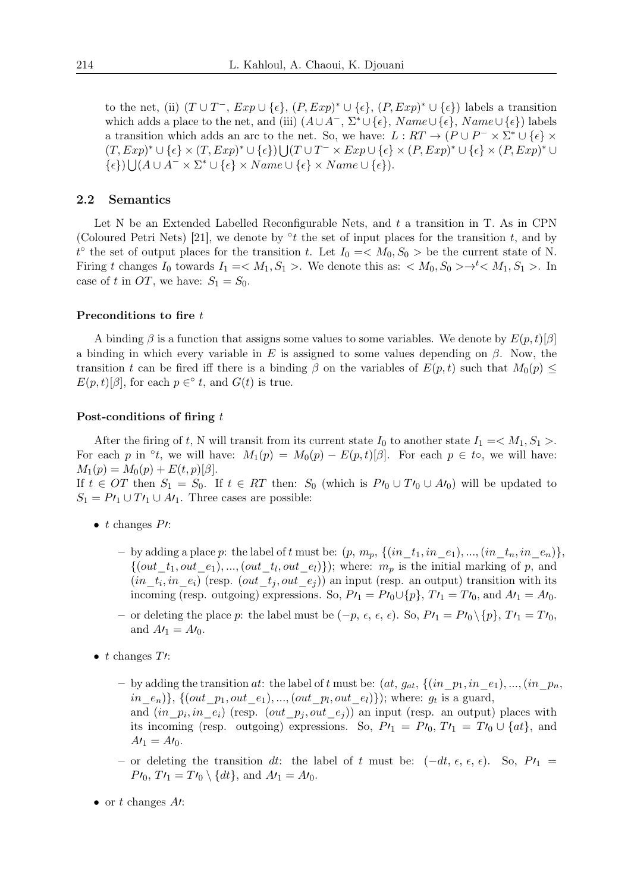to the net, (ii) $(T \cup T^{-}$, $Exp \cup \{\epsilon\}$, $(P, Exp)^{*} \cup \{\epsilon\}$, $(P, Exp)^{*} \cup \{\epsilon\})$ labels a transition which adds a place to the net, and (iii) $(A \cup A^{-}$, $\Sigma^{*} \cup \{\epsilon\}$, $Name \cup \{\epsilon\}$, $Name \cup \{\epsilon\})$ labels a transition which adds an arc to the net. So, we have: $L : RT \rightarrow (P \cup P^{-} \times \Sigma^{*} \cup \{\epsilon\} \times (T, Exp)^{*} \cup \{\epsilon\} \times (T, Exp)^{*} \cup \{\epsilon\}) \bigcup (T \cup T^{-} \times Exp \cup \{\epsilon\} \times (P, Exp)^{*} \cup \{\epsilon\} \times (P, Exp)^{*} \cup \{\epsilon\}) \bigcup (A \cup A^{-} \times \Sigma^{*} \cup \{\epsilon\} \times Name \cup \{\epsilon\} \times Name \cup \{\epsilon\})$.

### 2.2 Semantics

Let N be an Extended Labelled Reconfigurable Nets, and $t$ a transition in T. As in CPN (Coloured Petri Nets) [21], we denote by ${}^{\circ}t$ the set of input places for the transition $t$, and by $t^{\circ}$ the set of output places for the transition $t$. Let $I_0 =< M_0, S_0 >$ be the current state of N. Firing $t$ changes $I_0$ towards $I_1 =< M_1, S_1 >$. We denote this as: $< M_0, S_0 > \rightarrow^{t} < M_1, S_1 >$. In case of $t$ in $OT$, we have: $S_1 = S_0$.

#### Preconditions to fire $t$

A binding $\beta$ is a function that assigns some values to some variables. We denote by $E(p, t)[\beta]$ a binding in which every variable in $E$ is assigned to some values depending on $\beta$. Now, the transition $t$ can be fired iff there is a binding $\beta$ on the variables of $E(p, t)$ such that $M_0(p) \leq E(p, t)[\beta]$, for each $p \in^{\circ} t$, and $G(t)$ is true.

#### Post-conditions of firing $t$

After the firing of $t$, N will transit from its current state $I_0$ to another state $I_1 =< M_1, S_1 >$. For each $p$ in ${}^{\circ}t$, we will have: $M_1(p) = M_0(p) - E(p, t)[\beta]$. For each $p \in t\circ$, we will have: $M_1(p) = M_0(p) + E(t, p)[\beta]$.
If $t \in OT$ then $S_1 = S_0$. If $t \in RT$ then: $S_0$ (which is $P\prime_0 \cup T\prime_0 \cup A\prime_0$) will be updated to $S_1 = P\prime_1 \cup T\prime_1 \cup A\prime_1$. Three cases are possible:

- $t$ changes $P\prime$:
  - by adding a place $p$: the label of $t$ must be: $(p$, $m_p$, $\{(in\_t_1, in\_e_1), ..., (in\_t_n, in\_e_n)\}$, $\{(out\_t_1, out\_e_1), ..., (out\_t_l, out\_e_l)\})$; where: $m_p$ is the initial marking of $p$, and $(in\_t_i, in\_e_i)$ (resp. $(out\_t_j, out\_e_j)$) an input (resp. an output) transition with its incoming (resp. outgoing) expressions. So, $P\prime_1 = P\prime_0 \cup \{p\}$, $T\prime_1 = T\prime_0$, and $A\prime_1 = A\prime_0$.
  - or deleting the place $p$: the label must be $(-p, \epsilon, \epsilon, \epsilon)$. So, $P\prime_1 = P\prime_0 \setminus \{p\}$, $T\prime_1 = T\prime_0$, and $A\prime_1 = A\prime_0$.
- $t$ changes $T\prime$:
  - by adding the transition $at$: the label of $t$ must be: $(at$, $g_{at}$, $\{(in\_p_1, in\_e_1), ..., (in\_p_n, in\_e_n)\}$, $\{(out\_p_1, out\_e_1), ..., (out\_p_l, out\_e_l)\})$; where: $g_t$ is a guard, and $(in\_p_i, in\_e_i)$ (resp. $(out\_p_j, out\_e_j)$) an input (resp. an output) places with its incoming (resp. outgoing) expressions. So, $P\prime_1 = P\prime_0$, $T\prime_1 = T\prime_0 \cup \{at\}$, and $A\prime_1 = A\prime_0$.
  - or deleting the transition $dt$: the label of $t$ must be: $(-dt, \epsilon, \epsilon, \epsilon)$. So, $P\prime_1 = P\prime_0$, $T\prime_1 = T\prime_0 \setminus \{dt\}$, and $A\prime_1 = A\prime_0$.
- or $t$ changes $A\prime$: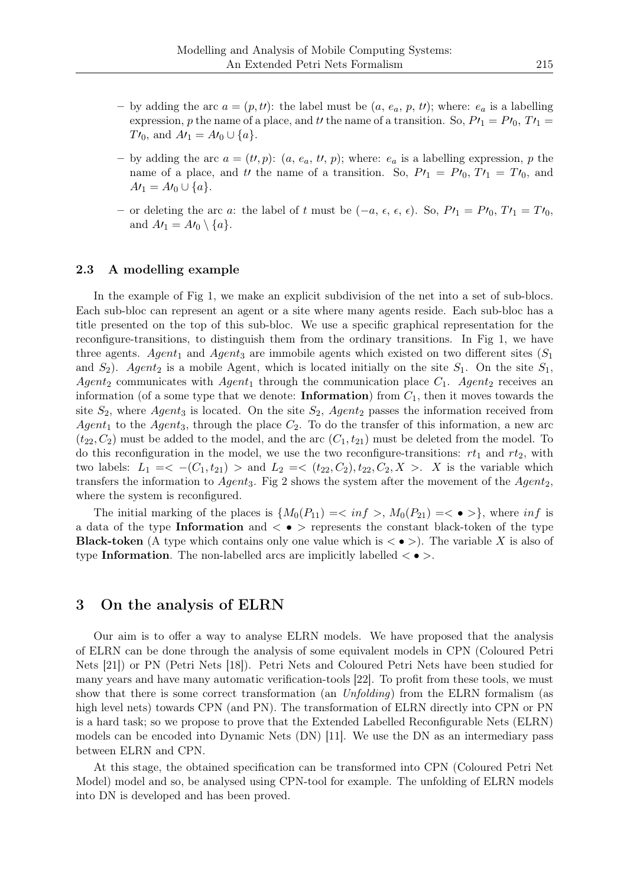- by adding the arc $a = (p, t\prime)$: the label must be $(a, e_a, p, t\prime)$; where: $e_a$ is a labelling expression, $p$ the name of a place, and $t\prime$ the name of a transition. So, $P\prime_1 = P\prime_0$, $T\prime_1 = T\prime_0$, and $A\prime_1 = A\prime_0 \cup \{a\}$.

- by adding the arc $a = (t\prime, p)$: $(a, e_a, t\prime, p)$; where: $e_a$ is a labelling expression, $p$ the name of a place, and $t\prime$ the name of a transition. So, $P\prime_1 = P\prime_0$, $T\prime_1 = T\prime_0$, and $A\prime_1 = A\prime_0 \cup \{a\}$.

- or deleting the arc $a$: the label of $t$ must be $(-a, \epsilon, \epsilon, \epsilon)$. So, $P\prime_1 = P\prime_0$, $T\prime_1 = T\prime_0$, and $A\prime_1 = A\prime_0 \setminus \{a\}$.

### 2.3 A modelling example

In the example of Fig 1, we make an explicit subdivision of the net into a set of sub-blocs. Each sub-bloc can represent an agent or a site where many agents reside. Each sub-bloc has a title presented on the top of this sub-bloc. We use a specific graphical representation for the reconfigure-transitions, to distinguish them from the ordinary transitions. In Fig 1, we have three agents. $Agent_1$ and $Agent_3$ are immobile agents which existed on two different sites ($S_1$ and $S_2$). $Agent_2$ is a mobile Agent, which is located initially on the site $S_1$. On the site $S_1$, $Agent_2$ communicates with $Agent_1$ through the communication place $C_1$. $Agent_2$ receives an information (of a some type that we denote: **Information**) from $C_1$, then it moves towards the site $S_2$, where $Agent_3$ is located. On the site $S_2$, $Agent_2$ passes the information received from $Agent_1$ to the $Agent_3$, through the place $C_2$. To do the transfer of this information, a new arc $(t_{22}, C_2)$ must be added to the model, and the arc $(C_1, t_{21})$ must be deleted from the model. To do this reconfiguration in the model, we use the two reconfigure-transitions: $rt_1$ and $rt_2$, with two labels: $L_1 =< -(C_1, t_{21}) >$ and $L_2 =< (t_{22}, C_2), t_{22}, C_2, X >$. $X$ is the variable which transfers the information to $Agent_3$. Fig 2 shows the system after the movement of the $Agent_2$, where the system is reconfigured.

The initial marking of the places is $\{M_0(P_{11}) =< inf >, M_0(P_{21}) =< \bullet >\}$, where $inf$ is a data of the type **Information** and $< \bullet >$ represents the constant black-token of the type **Black-token** (A type which contains only one value which is $< \bullet >$). The variable $X$ is also of type **Information**. The non-labelled arcs are implicitly labelled $< \bullet >$.

## 3 On the analysis of ELRN

Our aim is to offer a way to analyse ELRN models. We have proposed that the analysis of ELRN can be done through the analysis of some equivalent models in CPN (Coloured Petri Nets [21]) or PN (Petri Nets [18]). Petri Nets and Coloured Petri Nets have been studied for many years and have many automatic verification-tools [22]. To profit from these tools, we must show that there is some correct transformation (an *Unfolding*) from the ELRN formalism (as high level nets) towards CPN (and PN). The transformation of ELRN directly into CPN or PN is a hard task; so we propose to prove that the Extended Labelled Reconfigurable Nets (ELRN) models can be encoded into Dynamic Nets (DN) [11]. We use the DN as an intermediary pass between ELRN and CPN.

At this stage, the obtained specification can be transformed into CPN (Coloured Petri Net Model) model and so, be analysed using CPN-tool for example. The unfolding of ELRN models into DN is developed and has been proved.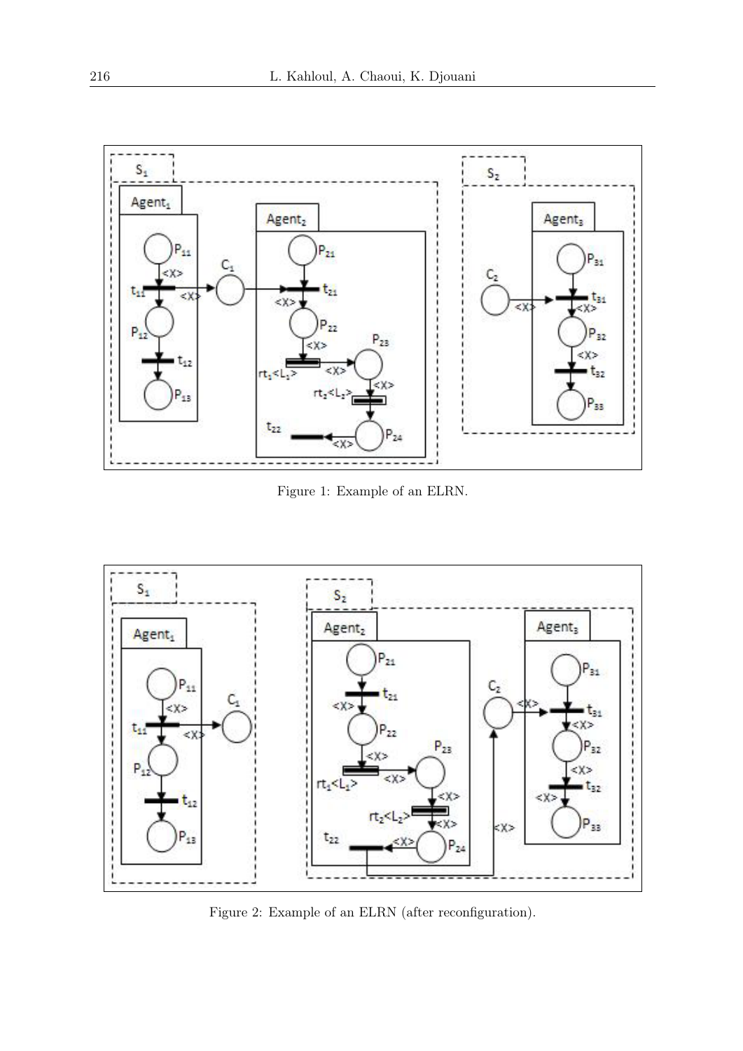Figure 1: Example of an ELRN.

Figure 2: Example of an ELRN (after reconfiguration).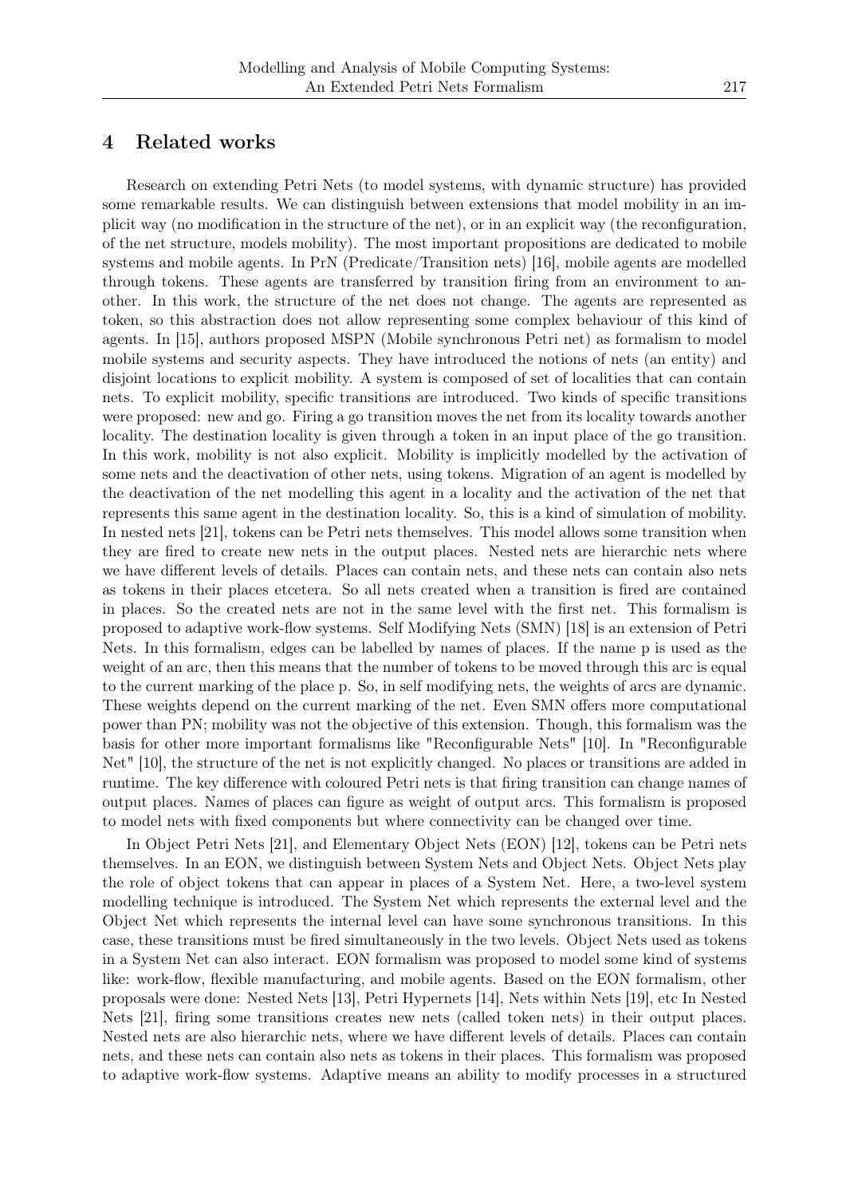## 4 Related works

Research on extending Petri Nets (to model systems, with dynamic structure) has provided some remarkable results. We can distinguish between extensions that model mobility in an implicit way (no modification in the structure of the net), or in an explicit way (the reconfiguration, of the net structure, models mobility). The most important propositions are dedicated to mobile systems and mobile agents. In PrN (Predicate/Transition nets) [16], mobile agents are modelled through tokens. These agents are transferred by transition firing from an environment to another. In this work, the structure of the net does not change. The agents are represented as token, so this abstraction does not allow representing some complex behaviour of this kind of agents. In [15], authors proposed MSPN (Mobile synchronous Petri net) as formalism to model mobile systems and security aspects. They have introduced the notions of nets (an entity) and disjoint locations to explicit mobility. A system is composed of set of localities that can contain nets. To explicit mobility, specific transitions are introduced. Two kinds of specific transitions were proposed: new and go. Firing a go transition moves the net from its locality towards another locality. The destination locality is given through a token in an input place of the go transition. In this work, mobility is not also explicit. Mobility is implicitly modelled by the activation of some nets and the deactivation of other nets, using tokens. Migration of an agent is modelled by the deactivation of the net modelling this agent in a locality and the activation of the net that represents this same agent in the destination locality. So, this is a kind of simulation of mobility. In nested nets [21], tokens can be Petri nets themselves. This model allows some transition when they are fired to create new nets in the output places. Nested nets are hierarchic nets where we have different levels of details. Places can contain nets, and these nets can contain also nets as tokens in their places etcetera. So all nets created when a transition is fired are contained in places. So the created nets are not in the same level with the first net. This formalism is proposed to adaptive work-flow systems. Self Modifying Nets (SMN) [18] is an extension of Petri Nets. In this formalism, edges can be labelled by names of places. If the name p is used as the weight of an arc, then this means that the number of tokens to be moved through this arc is equal to the current marking of the place p. So, in self modifying nets, the weights of arcs are dynamic. These weights depend on the current marking of the net. Even SMN offers more computational power than PN; mobility was not the objective of this extension. Though, this formalism was the basis for other more important formalisms like "Reconfigurable Nets" [10]. In "Reconfigurable Net" [10], the structure of the net is not explicitly changed. No places or transitions are added in runtime. The key difference with coloured Petri nets is that firing transition can change names of output places. Names of places can figure as weight of output arcs. This formalism is proposed to model nets with fixed components but where connectivity can be changed over time.

In Object Petri Nets [21], and Elementary Object Nets (EON) [12], tokens can be Petri nets themselves. In an EON, we distinguish between System Nets and Object Nets. Object Nets play the role of object tokens that can appear in places of a System Net. Here, a two-level system modelling technique is introduced. The System Net which represents the external level and the Object Net which represents the internal level can have some synchronous transitions. In this case, these transitions must be fired simultaneously in the two levels. Object Nets used as tokens in a System Net can also interact. EON formalism was proposed to model some kind of systems like: work-flow, flexible manufacturing, and mobile agents. Based on the EON formalism, other proposals were done: Nested Nets [13], Petri Hypernets [14], Nets within Nets [19], etc In Nested Nets [21], firing some transitions creates new nets (called token nets) in their output places. Nested nets are also hierarchic nets, where we have different levels of details. Places can contain nets, and these nets can contain also nets as tokens in their places. This formalism was proposed to adaptive work-flow systems. Adaptive means an ability to modify processes in a structured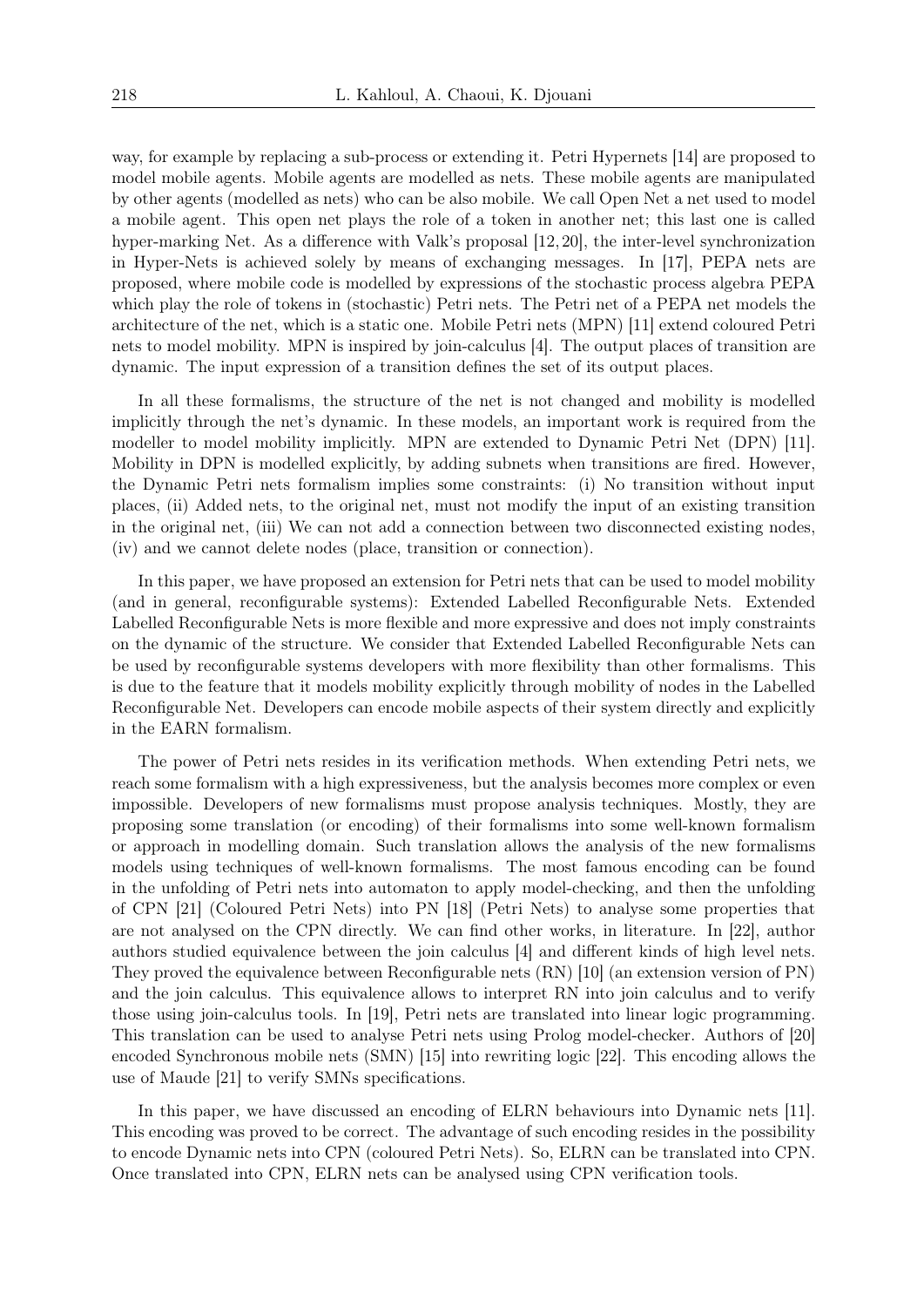way, for example by replacing a sub-process or extending it. Petri Hypernets [14] are proposed to model mobile agents. Mobile agents are modelled as nets. These mobile agents are manipulated by other agents (modelled as nets) who can be also mobile. We call Open Net a net used to model a mobile agent. This open net plays the role of a token in another net; this last one is called hyper-marking Net. As a difference with Valk's proposal [12, 20], the inter-level synchronization in Hyper-Nets is achieved solely by means of exchanging messages. In [17], PEPA nets are proposed, where mobile code is modelled by expressions of the stochastic process algebra PEPA which play the role of tokens in (stochastic) Petri nets. The Petri net of a PEPA net models the architecture of the net, which is a static one. Mobile Petri nets (MPN) [11] extend coloured Petri nets to model mobility. MPN is inspired by join-calculus [4]. The output places of transition are dynamic. The input expression of a transition defines the set of its output places.

In all these formalisms, the structure of the net is not changed and mobility is modelled implicitly through the net's dynamic. In these models, an important work is required from the modeller to model mobility implicitly. MPN are extended to Dynamic Petri Net (DPN) [11]. Mobility in DPN is modelled explicitly, by adding subnets when transitions are fired. However, the Dynamic Petri nets formalism implies some constraints: (i) No transition without input places, (ii) Added nets, to the original net, must not modify the input of an existing transition in the original net, (iii) We can not add a connection between two disconnected existing nodes, (iv) and we cannot delete nodes (place, transition or connection).

In this paper, we have proposed an extension for Petri nets that can be used to model mobility (and in general, reconfigurable systems): Extended Labelled Reconfigurable Nets. Extended Labelled Reconfigurable Nets is more flexible and more expressive and does not imply constraints on the dynamic of the structure. We consider that Extended Labelled Reconfigurable Nets can be used by reconfigurable systems developers with more flexibility than other formalisms. This is due to the feature that it models mobility explicitly through mobility of nodes in the Labelled Reconfigurable Net. Developers can encode mobile aspects of their system directly and explicitly in the EARN formalism.

The power of Petri nets resides in its verification methods. When extending Petri nets, we reach some formalism with a high expressiveness, but the analysis becomes more complex or even impossible. Developers of new formalisms must propose analysis techniques. Mostly, they are proposing some translation (or encoding) of their formalisms into some well-known formalism or approach in modelling domain. Such translation allows the analysis of the new formalisms models using techniques of well-known formalisms. The most famous encoding can be found in the unfolding of Petri nets into automaton to apply model-checking, and then the unfolding of CPN [21] (Coloured Petri Nets) into PN [18] (Petri Nets) to analyse some properties that are not analysed on the CPN directly. We can find other works, in literature. In [22], author authors studied equivalence between the join calculus [4] and different kinds of high level nets. They proved the equivalence between Reconfigurable nets (RN) [10] (an extension version of PN) and the join calculus. This equivalence allows to interpret RN into join calculus and to verify those using join-calculus tools. In [19], Petri nets are translated into linear logic programming. This translation can be used to analyse Petri nets using Prolog model-checker. Authors of [20] encoded Synchronous mobile nets (SMN) [15] into rewriting logic [22]. This encoding allows the use of Maude [21] to verify SMNs specifications.

In this paper, we have discussed an encoding of ELRN behaviours into Dynamic nets [11]. This encoding was proved to be correct. The advantage of such encoding resides in the possibility to encode Dynamic nets into CPN (coloured Petri Nets). So, ELRN can be translated into CPN. Once translated into CPN, ELRN nets can be analysed using CPN verification tools.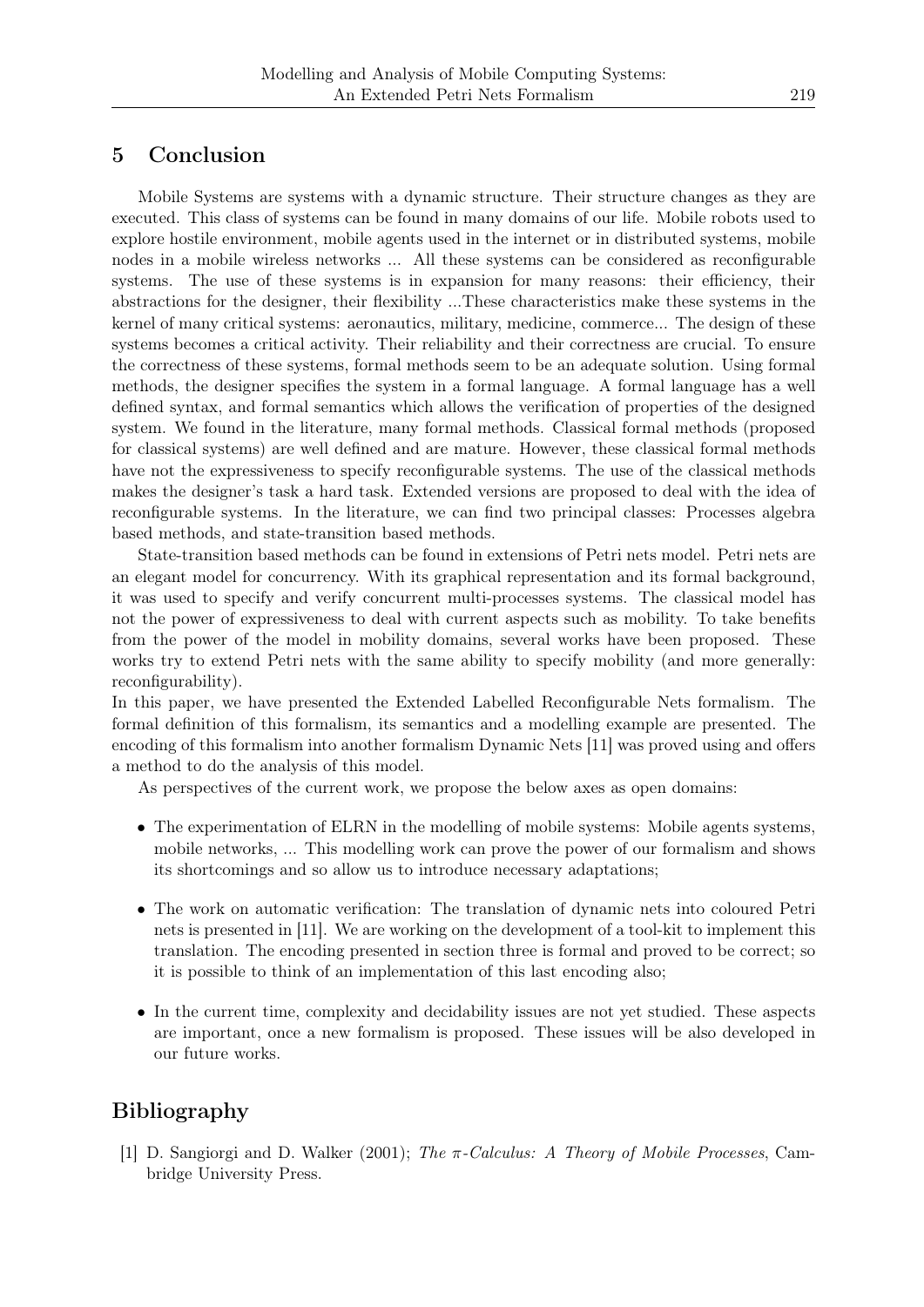## 5 Conclusion

Mobile Systems are systems with a dynamic structure. Their structure changes as they are executed. This class of systems can be found in many domains of our life. Mobile robots used to explore hostile environment, mobile agents used in the internet or in distributed systems, mobile nodes in a mobile wireless networks ... All these systems can be considered as reconfigurable systems. The use of these systems is in expansion for many reasons: their efficiency, their abstractions for the designer, their flexibility ...These characteristics make these systems in the kernel of many critical systems: aeronautics, military, medicine, commerce... The design of these systems becomes a critical activity. Their reliability and their correctness are crucial. To ensure the correctness of these systems, formal methods seem to be an adequate solution. Using formal methods, the designer specifies the system in a formal language. A formal language has a well defined syntax, and formal semantics which allows the verification of properties of the designed system. We found in the literature, many formal methods. Classical formal methods (proposed for classical systems) are well defined and are mature. However, these classical formal methods have not the expressiveness to specify reconfigurable systems. The use of the classical methods makes the designer's task a hard task. Extended versions are proposed to deal with the idea of reconfigurable systems. In the literature, we can find two principal classes: Processes algebra based methods, and state-transition based methods.

State-transition based methods can be found in extensions of Petri nets model. Petri nets are an elegant model for concurrency. With its graphical representation and its formal background, it was used to specify and verify concurrent multi-processes systems. The classical model has not the power of expressiveness to deal with current aspects such as mobility. To take benefits from the power of the model in mobility domains, several works have been proposed. These works try to extend Petri nets with the same ability to specify mobility (and more generally: reconfigurability).

In this paper, we have presented the Extended Labelled Reconfigurable Nets formalism. The formal definition of this formalism, its semantics and a modelling example are presented. The encoding of this formalism into another formalism Dynamic Nets [11] was proved using and offers a method to do the analysis of this model.

As perspectives of the current work, we propose the below axes as open domains:

- The experimentation of ELRN in the modelling of mobile systems: Mobile agents systems, mobile networks, ... This modelling work can prove the power of our formalism and shows its shortcomings and so allow us to introduce necessary adaptations;

- The work on automatic verification: The translation of dynamic nets into coloured Petri nets is presented in [11]. We are working on the development of a tool-kit to implement this translation. The encoding presented in section three is formal and proved to be correct; so it is possible to think of an implementation of this last encoding also;

- In the current time, complexity and decidability issues are not yet studied. These aspects are important, once a new formalism is proposed. These issues will be also developed in our future works.

## Bibliography

[1] D. Sangiorgi and D. Walker (2001); *The $\pi$-Calculus: A Theory of Mobile Processes*, Cambridge University Press.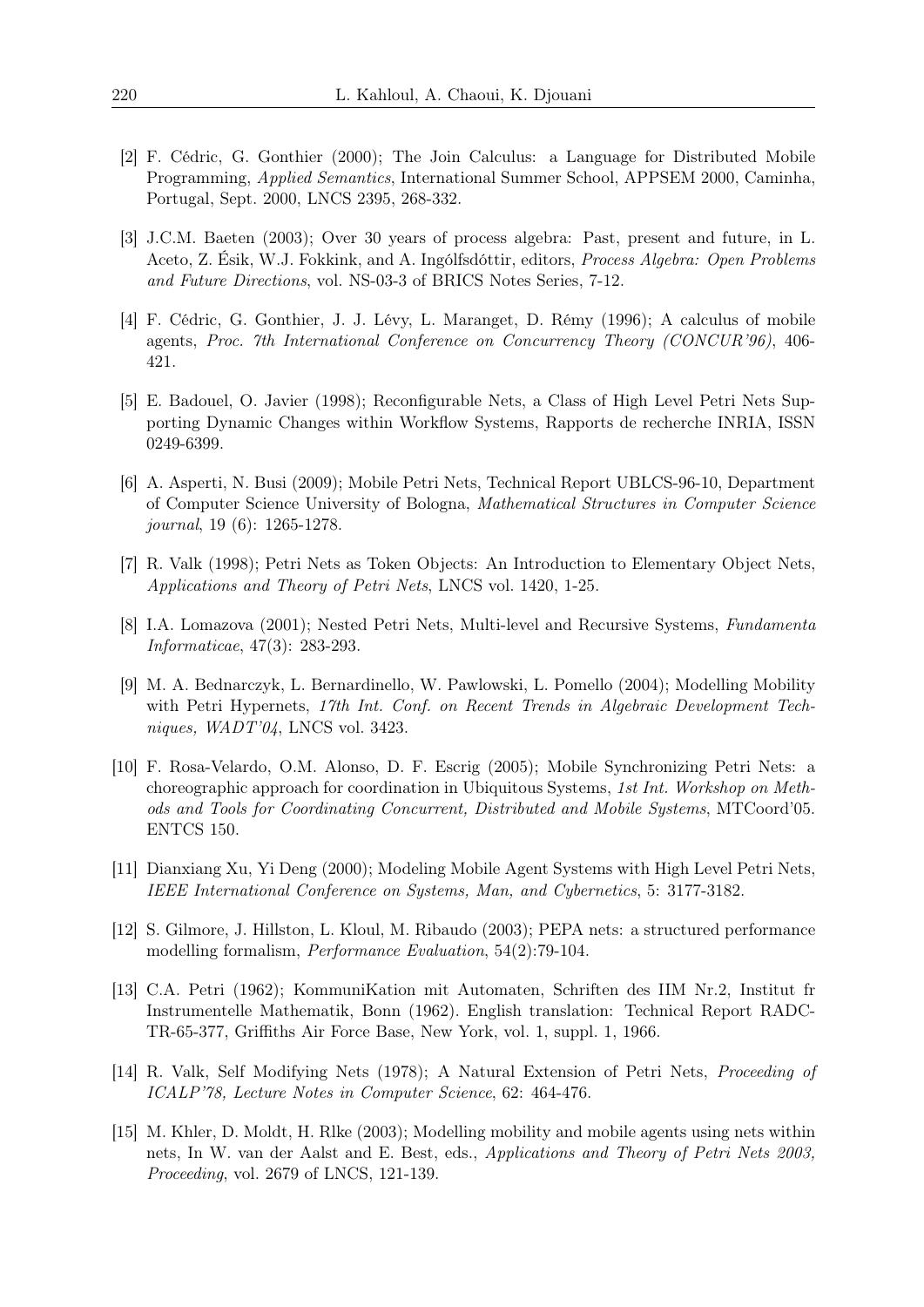[2] F. Cédric, G. Gonthier (2000); The Join Calculus: a Language for Distributed Mobile Programming, *Applied Semantics*, International Summer School, APPSEM 2000, Caminha, Portugal, Sept. 2000, LNCS 2395, 268-332.

[3] J.C.M. Baeten (2003); Over 30 years of process algebra: Past, present and future, in L. Aceto, Z. Ésik, W.J. Fokkink, and A. Ingólfsdóttir, editors, *Process Algebra: Open Problems and Future Directions*, vol. NS-03-3 of BRICS Notes Series, 7-12.

[4] F. Cédric, G. Gonthier, J. J. Lévy, L. Maranget, D. Rémy (1996); A calculus of mobile agents, *Proc. 7th International Conference on Concurrency Theory (CONCUR'96)*, 406-421.

[5] E. Badouel, O. Javier (1998); Reconfigurable Nets, a Class of High Level Petri Nets Supporting Dynamic Changes within Workflow Systems, Rapports de recherche INRIA, ISSN 0249-6399.

[6] A. Asperti, N. Busi (2009); Mobile Petri Nets, Technical Report UBLCS-96-10, Department of Computer Science University of Bologna, *Mathematical Structures in Computer Science journal*, 19 (6): 1265-1278.

[7] R. Valk (1998); Petri Nets as Token Objects: An Introduction to Elementary Object Nets, *Applications and Theory of Petri Nets*, LNCS vol. 1420, 1-25.

[8] I.A. Lomazova (2001); Nested Petri Nets, Multi-level and Recursive Systems, *Fundamenta Informaticae*, 47(3): 283-293.

[9] M. A. Bednarczyk, L. Bernardinello, W. Pawlowski, L. Pomello (2004); Modelling Mobility with Petri Hypernets, *17th Int. Conf. on Recent Trends in Algebraic Development Techniques, WADT'04*, LNCS vol. 3423.

[10] F. Rosa-Velardo, O.M. Alonso, D. F. Escrig (2005); Mobile Synchronizing Petri Nets: a choreographic approach for coordination in Ubiquitous Systems, *1st Int. Workshop on Methods and Tools for Coordinating Concurrent, Distributed and Mobile Systems*, MTCoord'05. ENTCS 150.

[11] Dianxiang Xu, Yi Deng (2000); Modeling Mobile Agent Systems with High Level Petri Nets, *IEEE International Conference on Systems, Man, and Cybernetics*, 5: 3177-3182.

[12] S. Gilmore, J. Hillston, L. Kloul, M. Ribaudo (2003); PEPA nets: a structured performance modelling formalism, *Performance Evaluation*, 54(2):79-104.

[13] C.A. Petri (1962); KommuniKation mit Automaten, Schriften des IIM Nr.2, Institut fr Instrumentelle Mathematik, Bonn (1962). English translation: Technical Report RADC-TR-65-377, Griffiths Air Force Base, New York, vol. 1, suppl. 1, 1966.

[14] R. Valk, Self Modifying Nets (1978); A Natural Extension of Petri Nets, *Proceeding of ICALP'78, Lecture Notes in Computer Science*, 62: 464-476.

[15] M. Khler, D. Moldt, H. Rlke (2003); Modelling mobility and mobile agents using nets within nets, In W. van der Aalst and E. Best, eds., *Applications and Theory of Petri Nets 2003, Proceeding*, vol. 2679 of LNCS, 121-139.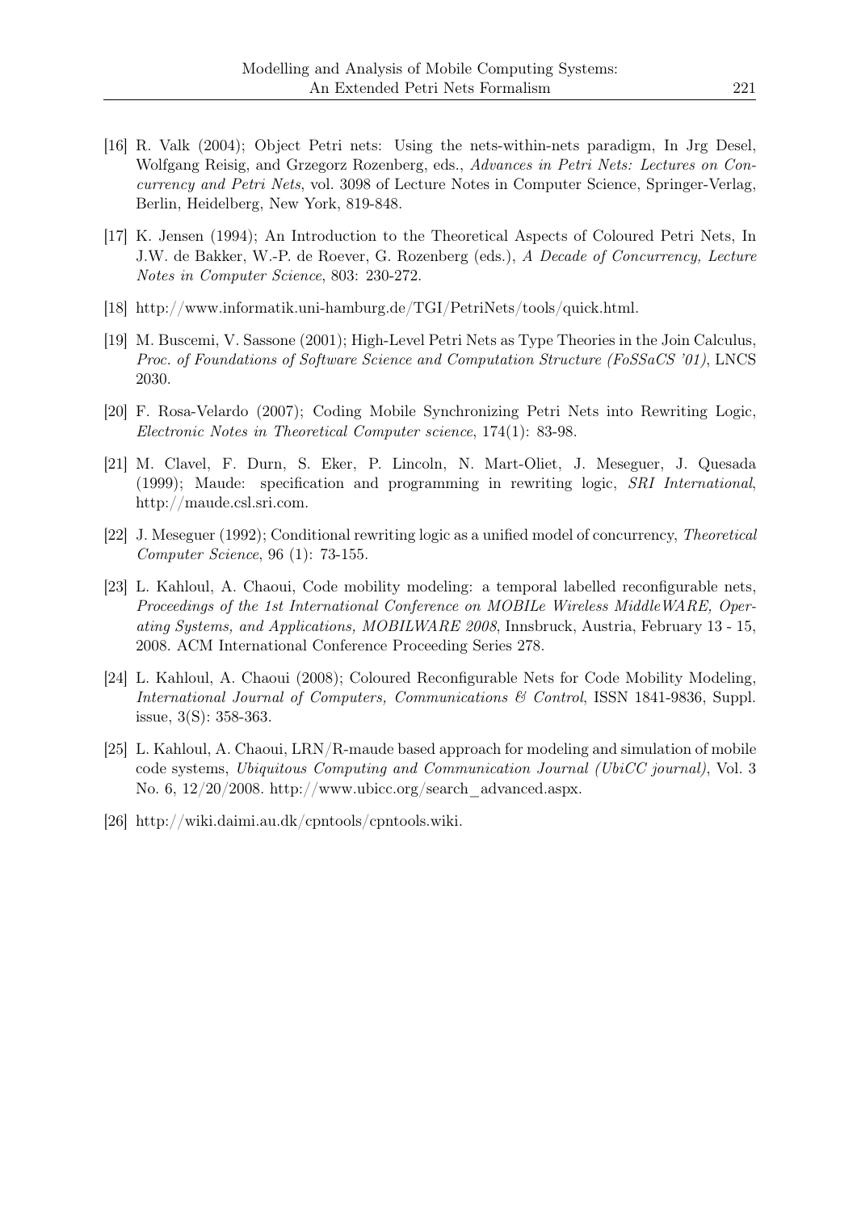[16] R. Valk (2004); Object Petri nets: Using the nets-within-nets paradigm, In Jrg Desel, Wolfgang Reisig, and Grzegorz Rozenberg, eds., *Advances in Petri Nets: Lectures on Concurrency and Petri Nets*, vol. 3098 of Lecture Notes in Computer Science, Springer-Verlag, Berlin, Heidelberg, New York, 819-848.

[17] K. Jensen (1994); An Introduction to the Theoretical Aspects of Coloured Petri Nets, In J.W. de Bakker, W.-P. de Roever, G. Rozenberg (eds.), *A Decade of Concurrency, Lecture Notes in Computer Science*, 803: 230-272.

[18] http://www.informatik.uni-hamburg.de/TGI/PetriNets/tools/quick.html.

[19] M. Buscemi, V. Sassone (2001); High-Level Petri Nets as Type Theories in the Join Calculus, *Proc. of Foundations of Software Science and Computation Structure (FoSSaCS '01)*, LNCS 2030.

[20] F. Rosa-Velardo (2007); Coding Mobile Synchronizing Petri Nets into Rewriting Logic, *Electronic Notes in Theoretical Computer science*, 174(1): 83-98.

[21] M. Clavel, F. Durn, S. Eker, P. Lincoln, N. Mart-Oliet, J. Meseguer, J. Quesada (1999); Maude: specification and programming in rewriting logic, *SRI International*, http://maude.csl.sri.com.

[22] J. Meseguer (1992); Conditional rewriting logic as a unified model of concurrency, *Theoretical Computer Science*, 96 (1): 73-155.

[23] L. Kahloul, A. Chaoui, Code mobility modeling: a temporal labelled reconfigurable nets, *Proceedings of the 1st International Conference on MOBILe Wireless MiddleWARE, Operating Systems, and Applications, MOBILWARE 2008*, Innsbruck, Austria, February 13 - 15, 2008. ACM International Conference Proceeding Series 278.

[24] L. Kahloul, A. Chaoui (2008); Coloured Reconfigurable Nets for Code Mobility Modeling, *International Journal of Computers, Communications & Control*, ISSN 1841-9836, Suppl. issue, 3(S): 358-363.

[25] L. Kahloul, A. Chaoui, LRN/R-maude based approach for modeling and simulation of mobile code systems, *Ubiquitous Computing and Communication Journal (UbiCC journal)*, Vol. 3 No. 6, 12/20/2008. http://www.ubicc.org/search_advanced.aspx.

[26] http://wiki.daimi.au.dk/cpntools/cpntools.wiki.